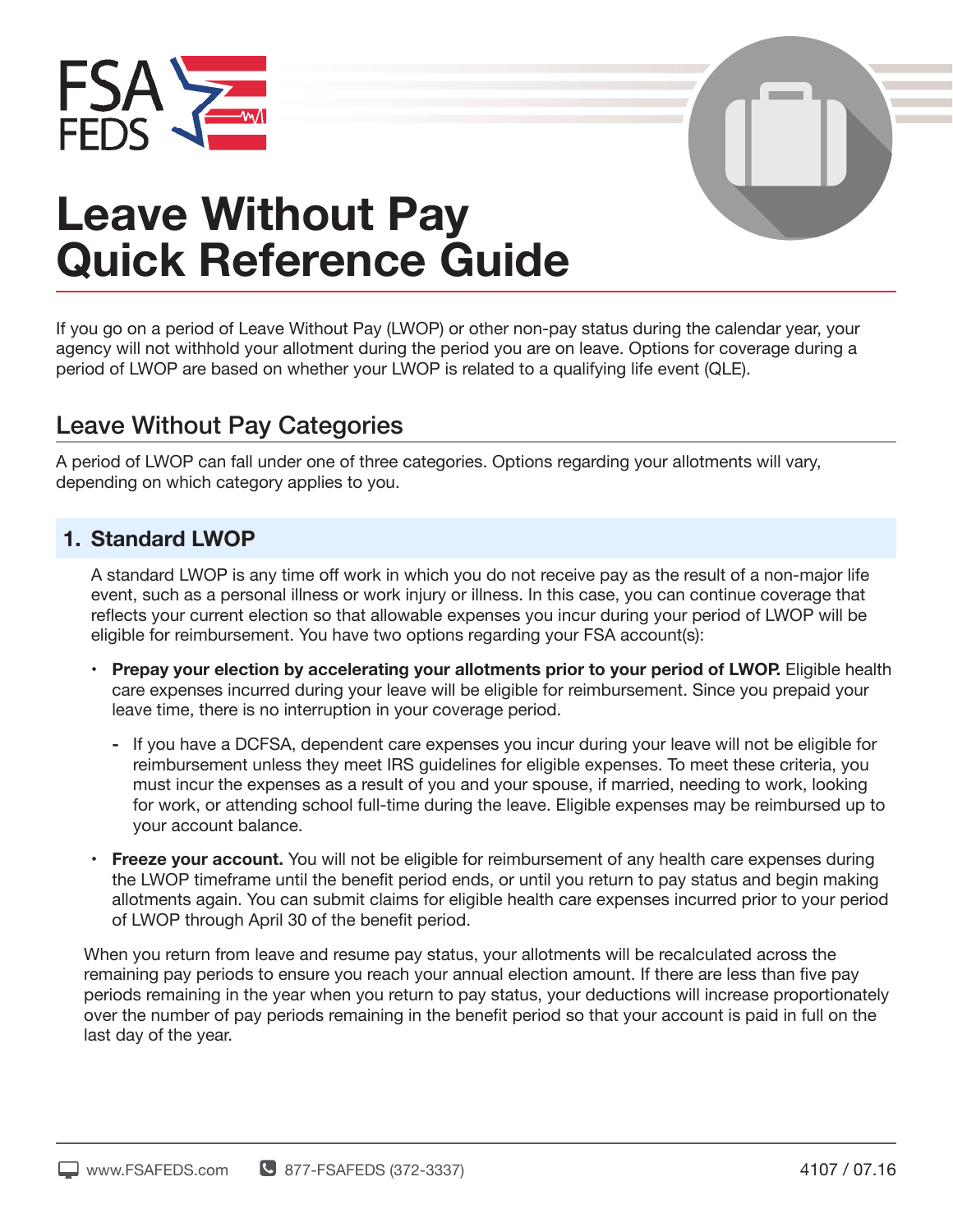# Leave Without Pay Quick Reference Guide

If you go on a period of Leave Without Pay (LWOP) or other non-pay status during the calendar year, your agency will not withhold your allotment during the period you are on leave. Options for coverage during a period of LWOP are based on whether your LWOP is related to a qualifying life event (QLE).

## Leave Without Pay Categories

A period of LWOP can fall under one of three categories. Options regarding your allotments will vary, depending on which category applies to you.

### 1. Standard LWOP

A standard LWOP is any time off work in which you do not receive pay as the result of a non-major life event, such as a personal illness or work injury or illness. In this case, you can continue coverage that reflects your current election so that allowable expenses you incur during your period of LWOP will be eligible for reimbursement. You have two options regarding your FSA account(s):

- **Prepay your election by accelerating your allotments prior to your period of LWOP.** Eligible health care expenses incurred during your leave will be eligible for reimbursement. Since you prepaid your leave time, there is no interruption in your coverage period.
  - If you have a DCFSA, dependent care expenses you incur during your leave will not be eligible for reimbursement unless they meet IRS guidelines for eligible expenses. To meet these criteria, you must incur the expenses as a result of you and your spouse, if married, needing to work, looking for work, or attending school full-time during the leave. Eligible expenses may be reimbursed up to your account balance.
- **Freeze your account.** You will not be eligible for reimbursement of any health care expenses during the LWOP timeframe until the benefit period ends, or until you return to pay status and begin making allotments again. You can submit claims for eligible health care expenses incurred prior to your period of LWOP through April 30 of the benefit period.

When you return from leave and resume pay status, your allotments will be recalculated across the remaining pay periods to ensure you reach your annual election amount. If there are less than five pay periods remaining in the year when you return to pay status, your deductions will increase proportionately over the number of pay periods remaining in the benefit period so that your account is paid in full on the last day of the year.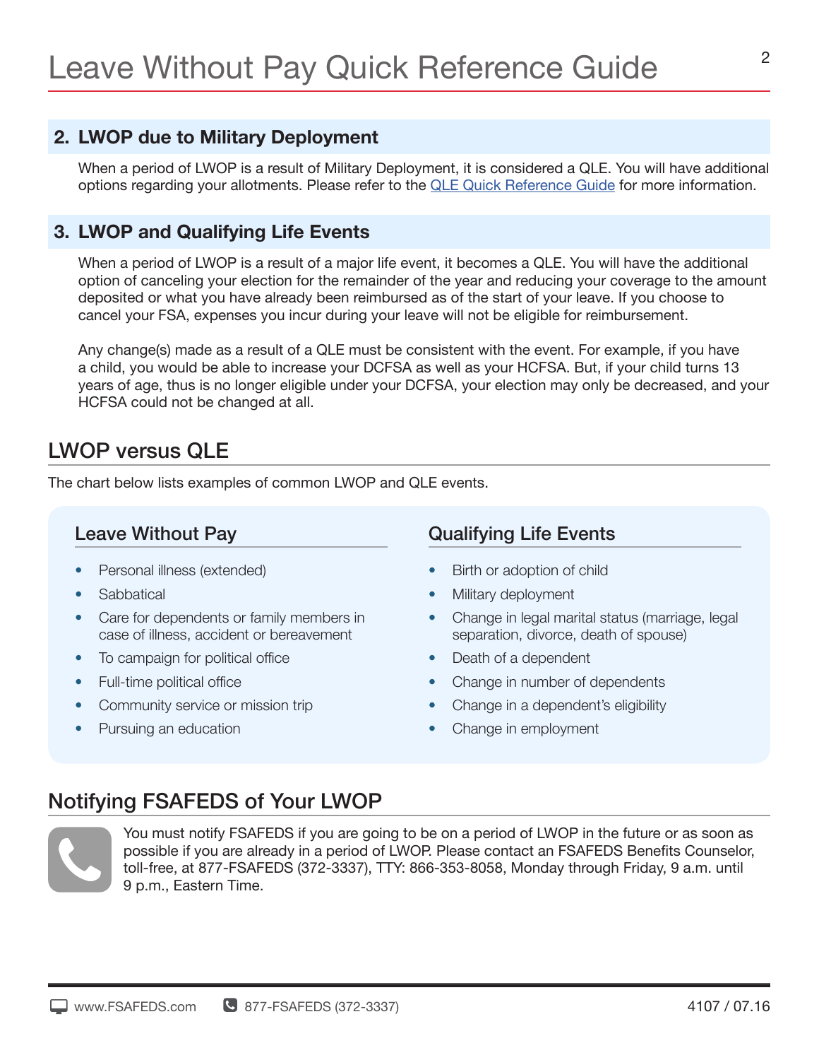# Leave Without Pay Quick Reference Guide

## 2. LWOP due to Military Deployment

When a period of LWOP is a result of Military Deployment, it is considered a QLE. You will have additional options regarding your allotments. Please refer to the [QLE Quick Reference Guide]() for more information.

## 3. LWOP and Qualifying Life Events

When a period of LWOP is a result of a major life event, it becomes a QLE. You will have the additional option of canceling your election for the remainder of the year and reducing your coverage to the amount deposited or what you have already been reimbursed as of the start of your leave. If you choose to cancel your FSA, expenses you incur during your leave will not be eligible for reimbursement.

Any change(s) made as a result of a QLE must be consistent with the event. For example, if you have a child, you would be able to increase your DCFSA as well as your HCFSA. But, if your child turns 13 years of age, thus is no longer eligible under your DCFSA, your election may only be decreased, and your HCFSA could not be changed at all.

## LWOP versus QLE

The chart below lists examples of common LWOP and QLE events.

### Leave Without Pay

- Personal illness (extended)
- Sabbatical
- Care for dependents or family members in case of illness, accident or bereavement
- To campaign for political office
- Full-time political office
- Community service or mission trip
- Pursuing an education

### Qualifying Life Events

- Birth or adoption of child
- Military deployment
- Change in legal marital status (marriage, legal separation, divorce, death of spouse)
- Death of a dependent
- Change in number of dependents
- Change in a dependent's eligibility
- Change in employment

## Notifying FSAFEDS of Your LWOP

You must notify FSAFEDS if you are going to be on a period of LWOP in the future or as soon as possible if you are already in a period of LWOP. Please contact an FSAFEDS Benefits Counselor, toll-free, at 877-FSAFEDS (372-3337), TTY: 866-353-8058, Monday through Friday, 9 a.m. until 9 p.m., Eastern Time.

www.FSAFEDS.com 877-FSAFEDS (372-3337) 4107 / 07.16